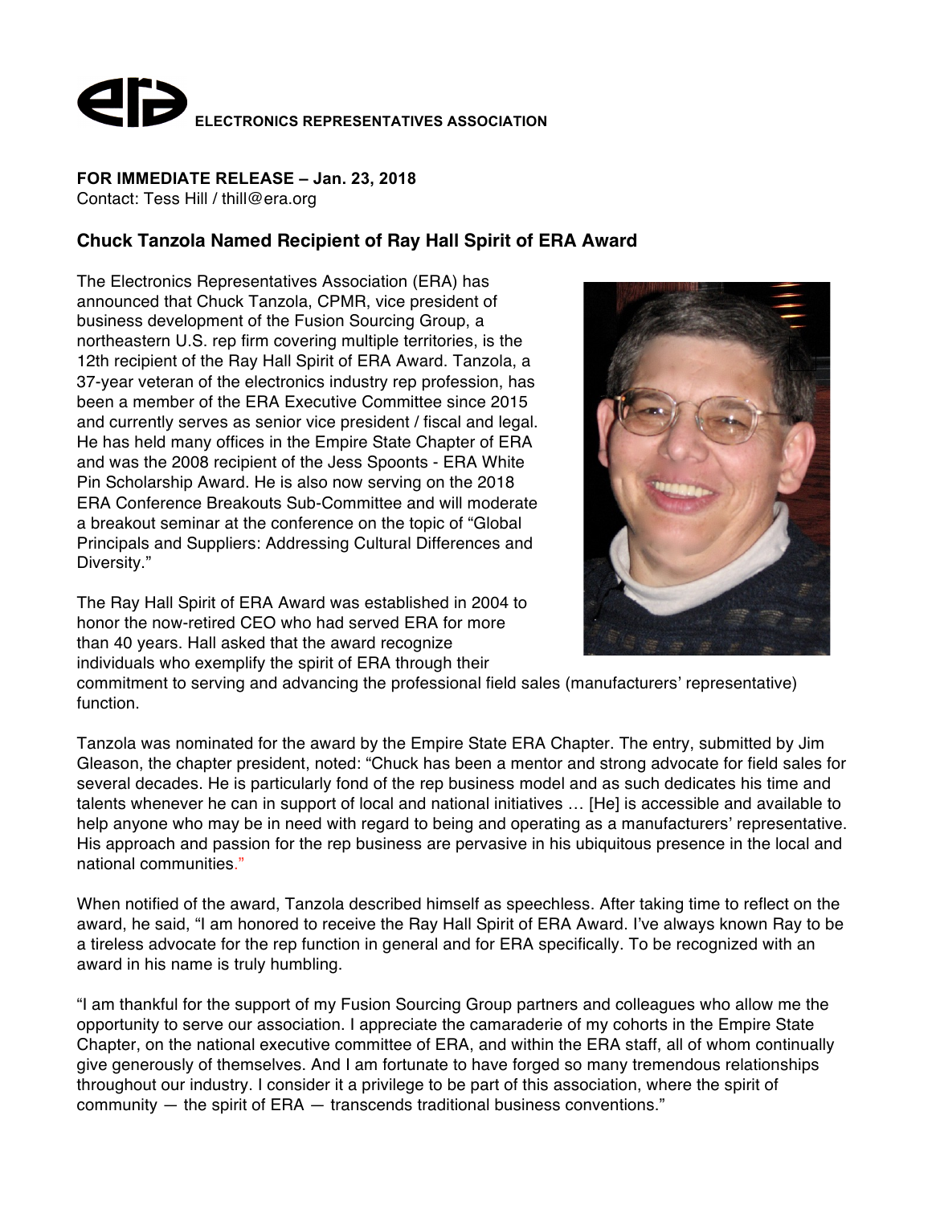**ELECTRONICS REPRESENTATIVES ASSOCIATION**

**FOR IMMEDIATE RELEASE – Jan. 23, 2018**
Contact: Tess Hill / thill@era.org

## Chuck Tanzola Named Recipient of Ray Hall Spirit of ERA Award

The Electronics Representatives Association (ERA) has announced that Chuck Tanzola, CPMR, vice president of business development of the Fusion Sourcing Group, a northeastern U.S. rep firm covering multiple territories, is the 12th recipient of the Ray Hall Spirit of ERA Award. Tanzola, a 37-year veteran of the electronics industry rep profession, has been a member of the ERA Executive Committee since 2015 and currently serves as senior vice president / fiscal and legal. He has held many offices in the Empire State Chapter of ERA and was the 2008 recipient of the Jess Spoonts - ERA White Pin Scholarship Award. He is also now serving on the 2018 ERA Conference Breakouts Sub-Committee and will moderate a breakout seminar at the conference on the topic of "Global Principals and Suppliers: Addressing Cultural Differences and Diversity."

The Ray Hall Spirit of ERA Award was established in 2004 to honor the now-retired CEO who had served ERA for more than 40 years. Hall asked that the award recognize individuals who exemplify the spirit of ERA through their commitment to serving and advancing the professional field sales (manufacturers' representative) function.

Tanzola was nominated for the award by the Empire State ERA Chapter. The entry, submitted by Jim Gleason, the chapter president, noted: "Chuck has been a mentor and strong advocate for field sales for several decades. He is particularly fond of the rep business model and as such dedicates his time and talents whenever he can in support of local and national initiatives … [He] is accessible and available to help anyone who may be in need with regard to being and operating as a manufacturers' representative. His approach and passion for the rep business are pervasive in his ubiquitous presence in the local and national communities."

When notified of the award, Tanzola described himself as speechless. After taking time to reflect on the award, he said, "I am honored to receive the Ray Hall Spirit of ERA Award. I've always known Ray to be a tireless advocate for the rep function in general and for ERA specifically. To be recognized with an award in his name is truly humbling.

"I am thankful for the support of my Fusion Sourcing Group partners and colleagues who allow me the opportunity to serve our association. I appreciate the camaraderie of my cohorts in the Empire State Chapter, on the national executive committee of ERA, and within the ERA staff, all of whom continually give generously of themselves. And I am fortunate to have forged so many tremendous relationships throughout our industry. I consider it a privilege to be part of this association, where the spirit of community — the spirit of ERA — transcends traditional business conventions."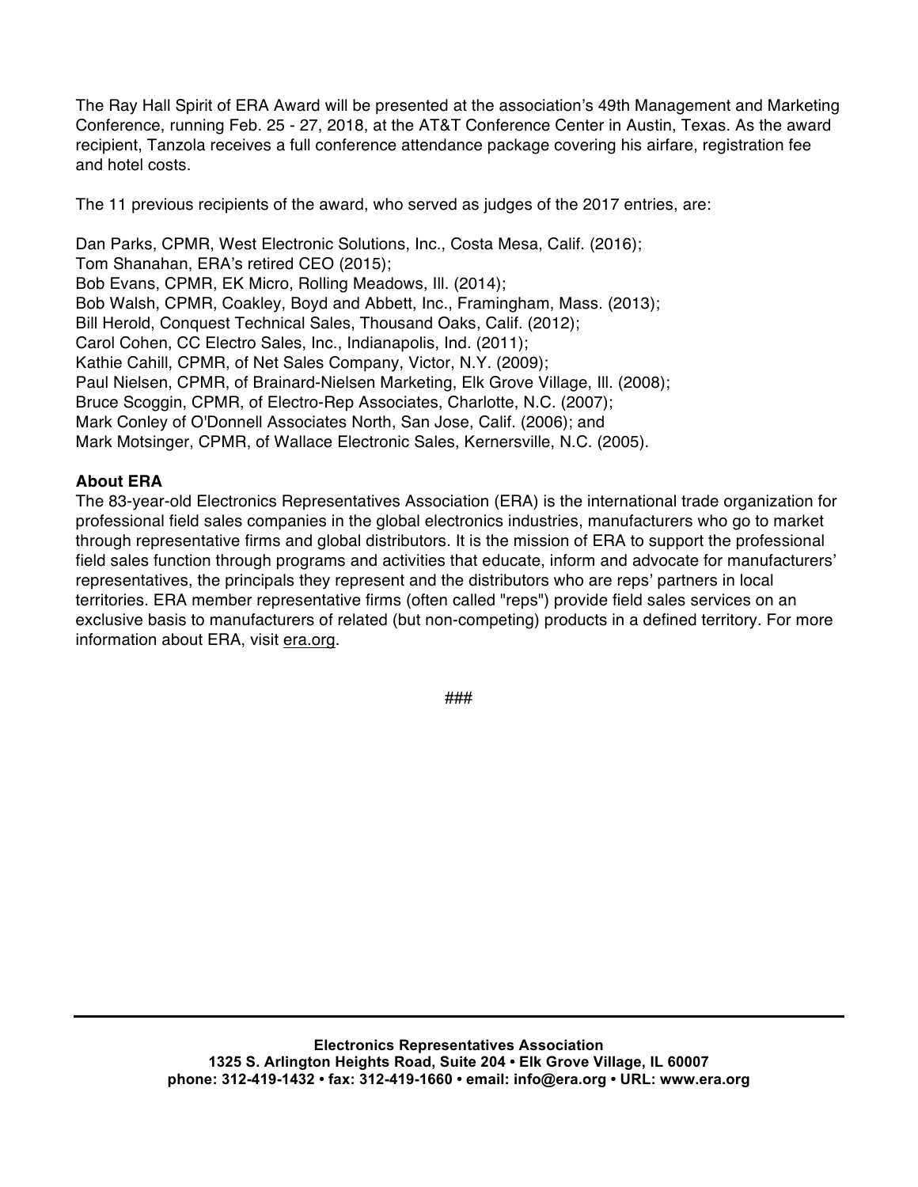The Ray Hall Spirit of ERA Award will be presented at the association's 49th Management and Marketing Conference, running Feb. 25 - 27, 2018, at the AT&T Conference Center in Austin, Texas. As the award recipient, Tanzola receives a full conference attendance package covering his airfare, registration fee and hotel costs.

The 11 previous recipients of the award, who served as judges of the 2017 entries, are:

Dan Parks, CPMR, West Electronic Solutions, Inc., Costa Mesa, Calif. (2016);
Tom Shanahan, ERA's retired CEO (2015);
Bob Evans, CPMR, EK Micro, Rolling Meadows, Ill. (2014);
Bob Walsh, CPMR, Coakley, Boyd and Abbett, Inc., Framingham, Mass. (2013);
Bill Herold, Conquest Technical Sales, Thousand Oaks, Calif. (2012);
Carol Cohen, CC Electro Sales, Inc., Indianapolis, Ind. (2011);
Kathie Cahill, CPMR, of Net Sales Company, Victor, N.Y. (2009);
Paul Nielsen, CPMR, of Brainard-Nielsen Marketing, Elk Grove Village, Ill. (2008);
Bruce Scoggin, CPMR, of Electro-Rep Associates, Charlotte, N.C. (2007);
Mark Conley of O'Donnell Associates North, San Jose, Calif. (2006); and
Mark Motsinger, CPMR, of Wallace Electronic Sales, Kernersville, N.C. (2005).

**About ERA**

The 83-year-old Electronics Representatives Association (ERA) is the international trade organization for professional field sales companies in the global electronics industries, manufacturers who go to market through representative firms and global distributors. It is the mission of ERA to support the professional field sales function through programs and activities that educate, inform and advocate for manufacturers' representatives, the principals they represent and the distributors who are reps' partners in local territories. ERA member representative firms (often called "reps") provide field sales services on an exclusive basis to manufacturers of related (but non-competing) products in a defined territory. For more information about ERA, visit era.org.

###

**Electronics Representatives Association**
**1325 S. Arlington Heights Road, Suite 204 • Elk Grove Village, IL 60007**
**phone: 312-419-1432 • fax: 312-419-1660 • email: info@era.org • URL: www.era.org**